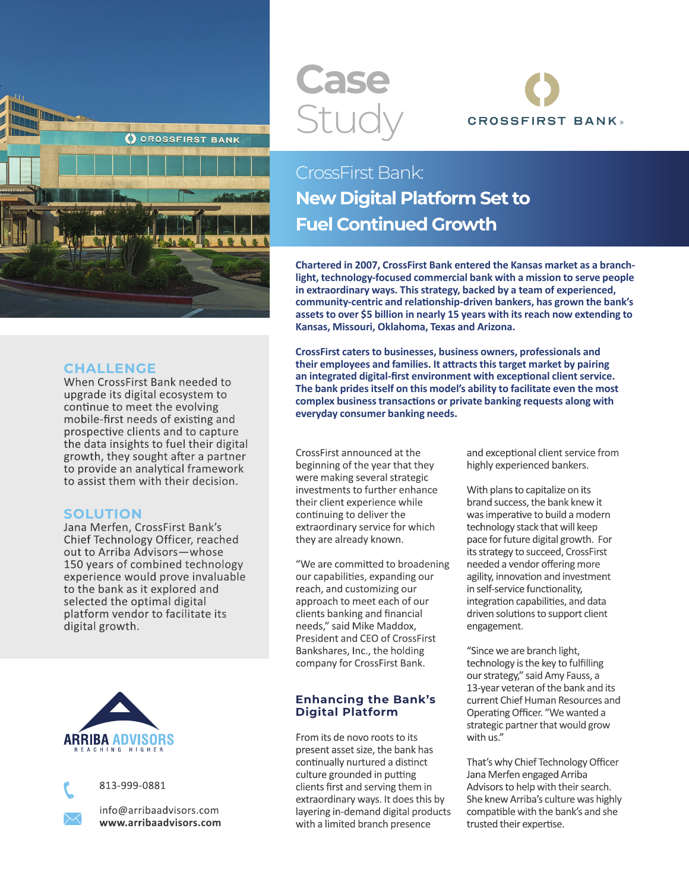# Case Study

CROSSFIRST BANK

## CrossFirst Bank: New Digital Platform Set to Fuel Continued Growth

**Chartered in 2007, CrossFirst Bank entered the Kansas market as a branch-light, technology-focused commercial bank with a mission to serve people in extraordinary ways. This strategy, backed by a team of experienced, community-centric and relationship-driven bankers, has grown the bank's assets to over $5 billion in nearly 15 years with its reach now extending to Kansas, Missouri, Oklahoma, Texas and Arizona.**

**CrossFirst caters to businesses, business owners, professionals and their employees and families. It attracts this target market by pairing an integrated digital-first environment with exceptional client service. The bank prides itself on this model's ability to facilitate even the most complex business transactions or private banking requests along with everyday consumer banking needs.**

### CHALLENGE

When CrossFirst Bank needed to upgrade its digital ecosystem to continue to meet the evolving mobile-first needs of existing and prospective clients and to capture the data insights to fuel their digital growth, they sought after a partner to provide an analytical framework to assist them with their decision.

### SOLUTION

Jana Merfen, CrossFirst Bank's Chief Technology Officer, reached out to Arriba Advisors—whose 150 years of combined technology experience would prove invaluable to the bank as it explored and selected the optimal digital platform vendor to facilitate its digital growth.

CrossFirst announced at the beginning of the year that they were making several strategic investments to further enhance their client experience while continuing to deliver the extraordinary service for which they are already known.

"We are committed to broadening our capabilities, expanding our reach, and customizing our approach to meet each of our clients banking and financial needs," said Mike Maddox, President and CEO of CrossFirst Bankshares, Inc., the holding company for CrossFirst Bank.

### Enhancing the Bank's Digital Platform

From its de novo roots to its present asset size, the bank has continually nurtured a distinct culture grounded in putting clients first and serving them in extraordinary ways. It does this by layering in-demand digital products with a limited branch presence and exceptional client service from highly experienced bankers.

With plans to capitalize on its brand success, the bank knew it was imperative to build a modern technology stack that will keep pace for future digital growth. For its strategy to succeed, CrossFirst needed a vendor offering more agility, innovation and investment in self-service functionality, integration capabilities, and data driven solutions to support client engagement.

"Since we are branch light, technology is the key to fulfilling our strategy," said Amy Fauss, a 13-year veteran of the bank and its current Chief Human Resources and Operating Officer. "We wanted a strategic partner that would grow with us."

That's why Chief Technology Officer Jana Merfen engaged Arriba Advisors to help with their search. She knew Arriba's culture was highly compatible with the bank's and she trusted their expertise.

ARRIBA ADVISORS
REACHING HIGHER

813-999-0881

info@arribaadvisors.com
**www.arribaadvisors.com**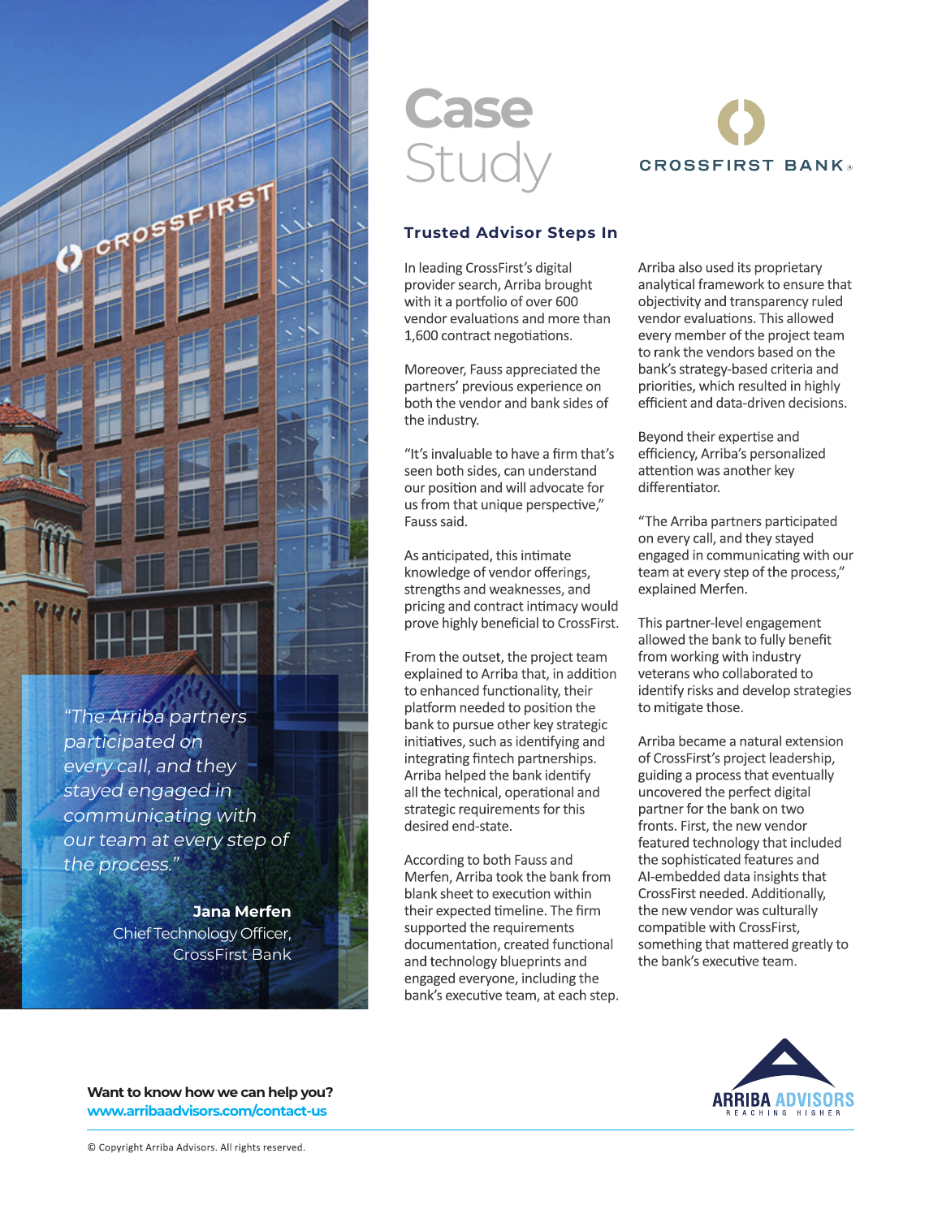# Case Study

CROSSFIRST BANK

> *"The Arriba partners participated on every call, and they stayed engaged in communicating with our team at every step of the process."*
>
> **Jana Merfen**
> Chief Technology Officer, CrossFirst Bank

## Trusted Advisor Steps In

In leading CrossFirst's digital provider search, Arriba brought with it a portfolio of over 600 vendor evaluations and more than 1,600 contract negotiations.

Moreover, Fauss appreciated the partners' previous experience on both the vendor and bank sides of the industry.

"It's invaluable to have a firm that's seen both sides, can understand our position and will advocate for us from that unique perspective," Fauss said.

As anticipated, this intimate knowledge of vendor offerings, strengths and weaknesses, and pricing and contract intimacy would prove highly beneficial to CrossFirst.

From the outset, the project team explained to Arriba that, in addition to enhanced functionality, their platform needed to position the bank to pursue other key strategic initiatives, such as identifying and integrating fintech partnerships. Arriba helped the bank identify all the technical, operational and strategic requirements for this desired end-state.

According to both Fauss and Merfen, Arriba took the bank from blank sheet to execution within their expected timeline. The firm supported the requirements documentation, created functional and technology blueprints and engaged everyone, including the bank's executive team, at each step.

Arriba also used its proprietary analytical framework to ensure that objectivity and transparency ruled vendor evaluations. This allowed every member of the project team to rank the vendors based on the bank's strategy-based criteria and priorities, which resulted in highly efficient and data-driven decisions.

Beyond their expertise and efficiency, Arriba's personalized attention was another key differentiator.

"The Arriba partners participated on every call, and they stayed engaged in communicating with our team at every step of the process," explained Merfen.

This partner-level engagement allowed the bank to fully benefit from working with industry veterans who collaborated to identify risks and develop strategies to mitigate those.

Arriba became a natural extension of CrossFirst's project leadership, guiding a process that eventually uncovered the perfect digital partner for the bank on two fronts. First, the new vendor featured technology that included the sophisticated features and AI-embedded data insights that CrossFirst needed. Additionally, the new vendor was culturally compatible with CrossFirst, something that mattered greatly to the bank's executive team.

**Want to know how we can help you?**
**www.arribaadvisors.com/contact-us**

ARRIBA ADVISORS
REACHING HIGHER

© Copyright Arriba Advisors. All rights reserved.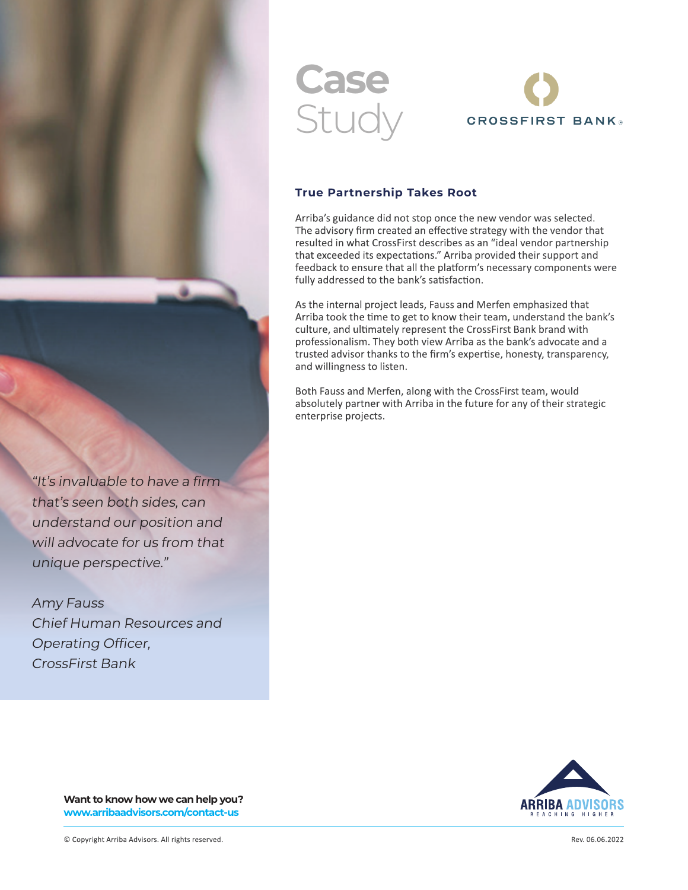# Case Study

CROSSFIRST BANK

## True Partnership Takes Root

Arriba's guidance did not stop once the new vendor was selected. The advisory firm created an effective strategy with the vendor that resulted in what CrossFirst describes as an "ideal vendor partnership that exceeded its expectations." Arriba provided their support and feedback to ensure that all the platform's necessary components were fully addressed to the bank's satisfaction.

As the internal project leads, Fauss and Merfen emphasized that Arriba took the time to get to know their team, understand the bank's culture, and ultimately represent the CrossFirst Bank brand with professionalism. They both view Arriba as the bank's advocate and a trusted advisor thanks to the firm's expertise, honesty, transparency, and willingness to listen.

Both Fauss and Merfen, along with the CrossFirst team, would absolutely partner with Arriba in the future for any of their strategic enterprise projects.

*"It's invaluable to have a firm that's seen both sides, can understand our position and will advocate for us from that unique perspective."*

*Amy Fauss*
*Chief Human Resources and Operating Officer,*
*CrossFirst Bank*

**Want to know how we can help you?**
**www.arribaadvisors.com/contact-us**

ARRIBA ADVISORS
REACHING HIGHER

© Copyright Arriba Advisors. All rights reserved.

Rev. 06.06.2022